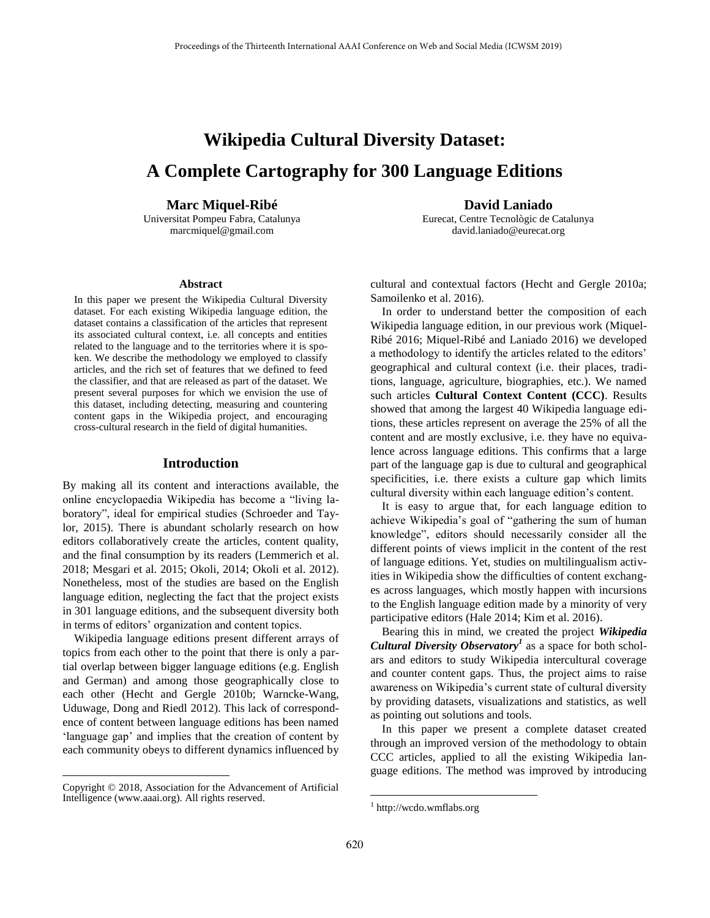Proceedings of the Thirteenth International AAAI Conference on Web and Social Media (ICWSM 2019)

# Wikipedia Cultural Diversity Dataset: A Complete Cartography for 300 Language Editions

**Marc Miquel-Ribé**
Universitat Pompeu Fabra, Catalunya
marcmiquel@gmail.com

**David Laniado**
Eurecat, Centre Tecnològic de Catalunya
david.laniado@eurecat.org

### Abstract

In this paper we present the Wikipedia Cultural Diversity dataset. For each existing Wikipedia language edition, the dataset contains a classification of the articles that represent its associated cultural context, i.e. all concepts and entities related to the language and to the territories where it is spoken. We describe the methodology we employed to classify articles, and the rich set of features that we defined to feed the classifier, and that are released as part of the dataset. We present several purposes for which we envision the use of this dataset, including detecting, measuring and countering content gaps in the Wikipedia project, and encouraging cross-cultural research in the field of digital humanities.

## Introduction

By making all its content and interactions available, the online encyclopaedia Wikipedia has become a "living laboratory", ideal for empirical studies (Schroeder and Taylor, 2015). There is abundant scholarly research on how editors collaboratively create the articles, content quality, and the final consumption by its readers (Lemmerich et al. 2018; Mesgari et al. 2015; Okoli, 2014; Okoli et al. 2012). Nonetheless, most of the studies are based on the English language edition, neglecting the fact that the project exists in 301 language editions, and the subsequent diversity both in terms of editors' organization and content topics.

Wikipedia language editions present different arrays of topics from each other to the point that there is only a partial overlap between bigger language editions (e.g. English and German) and among those geographically close to each other (Hecht and Gergle 2010b; Warncke-Wang, Uduwage, Dong and Riedl 2012). This lack of correspondence of content between language editions has been named 'language gap' and implies that the creation of content by each community obeys to different dynamics influenced by cultural and contextual factors (Hecht and Gergle 2010a; Samoilenko et al. 2016).

In order to understand better the composition of each Wikipedia language edition, in our previous work (Miquel-Ribé 2016; Miquel-Ribé and Laniado 2016) we developed a methodology to identify the articles related to the editors' geographical and cultural context (i.e. their places, traditions, language, agriculture, biographies, etc.). We named such articles **Cultural Context Content (CCC)**. Results showed that among the largest 40 Wikipedia language editions, these articles represent on average the 25% of all the content and are mostly exclusive, i.e. they have no equivalence across language editions. This confirms that a large part of the language gap is due to cultural and geographical specificities, i.e. there exists a culture gap which limits cultural diversity within each language edition's content.

It is easy to argue that, for each language edition to achieve Wikipedia's goal of "gathering the sum of human knowledge", editors should necessarily consider all the different points of views implicit in the content of the rest of language editions. Yet, studies on multilingualism activities in Wikipedia show the difficulties of content exchanges across languages, which mostly happen with incursions to the English language edition made by a minority of very participative editors (Hale 2014; Kim et al. 2016).

Bearing this in mind, we created the project ***Wikipedia Cultural Diversity Observatory***[1] as a space for both scholars and editors to study Wikipedia intercultural coverage and counter content gaps. Thus, the project aims to raise awareness on Wikipedia's current state of cultural diversity by providing datasets, visualizations and statistics, as well as pointing out solutions and tools.

In this paper we present a complete dataset created through an improved version of the methodology to obtain CCC articles, applied to all the existing Wikipedia language editions. The method was improved by introducing

Copyright © 2018, Association for the Advancement of Artificial Intelligence (www.aaai.org). All rights reserved.

[1] http://wcdo.wmflabs.org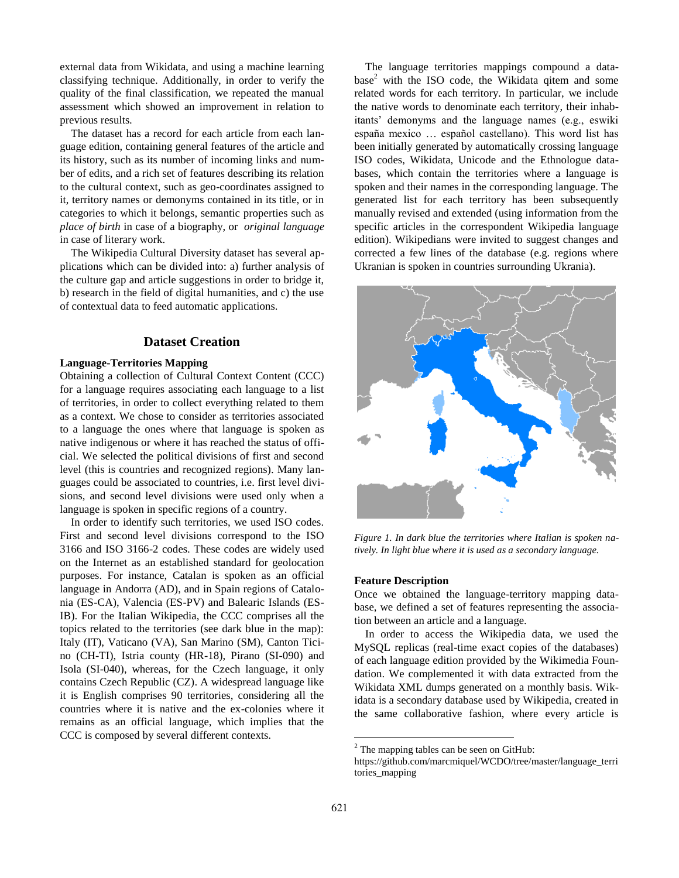external data from Wikidata, and using a machine learning classifying technique. Additionally, in order to verify the quality of the final classification, we repeated the manual assessment which showed an improvement in relation to previous results.

The dataset has a record for each article from each language edition, containing general features of the article and its history, such as its number of incoming links and number of edits, and a rich set of features describing its relation to the cultural context, such as geo-coordinates assigned to it, territory names or demonyms contained in its title, or in categories to which it belongs, semantic properties such as *place of birth* in case of a biography, or *original language* in case of literary work.

The Wikipedia Cultural Diversity dataset has several applications which can be divided into: a) further analysis of the culture gap and article suggestions in order to bridge it, b) research in the field of digital humanities, and c) the use of contextual data to feed automatic applications.

## Dataset Creation

### Language-Territories Mapping

Obtaining a collection of Cultural Context Content (CCC) for a language requires associating each language to a list of territories, in order to collect everything related to them as a context. We chose to consider as territories associated to a language the ones where that language is spoken as native indigenous or where it has reached the status of official. We selected the political divisions of first and second level (this is countries and recognized regions). Many languages could be associated to countries, i.e. first level divisions, and second level divisions were used only when a language is spoken in specific regions of a country.

In order to identify such territories, we used ISO codes. First and second level divisions correspond to the ISO 3166 and ISO 3166-2 codes. These codes are widely used on the Internet as an established standard for geolocation purposes. For instance, Catalan is spoken as an official language in Andorra (AD), and in Spain regions of Catalonia (ES-CA), Valencia (ES-PV) and Balearic Islands (ES-IB). For the Italian Wikipedia, the CCC comprises all the topics related to the territories (see dark blue in the map): Italy (IT), Vaticano (VA), San Marino (SM), Canton Ticino (CH-TI), Istria county (HR-18), Pirano (SI-090) and Isola (SI-040), whereas, for the Czech language, it only contains Czech Republic (CZ). A widespread language like it is English comprises 90 territories, considering all the countries where it is native and the ex-colonies where it remains as an official language, which implies that the CCC is composed by several different contexts.

The language territories mappings compound a database[2] with the ISO code, the Wikidata qitem and some related words for each territory. In particular, we include the native words to denominate each territory, their inhabitants' demonyms and the language names (e.g., eswiki españa mexico … español castellano). This word list has been initially generated by automatically crossing language ISO codes, Wikidata, Unicode and the Ethnologue databases, which contain the territories where a language is spoken and their names in the corresponding language. The generated list for each territory has been subsequently manually revised and extended (using information from the specific articles in the correspondent Wikipedia language edition). Wikipedians were invited to suggest changes and corrected a few lines of the database (e.g. regions where Ukranian is spoken in countries surrounding Ukrania).

*Figure 1. In dark blue the territories where Italian is spoken natively. In light blue where it is used as a secondary language.*

### Feature Description

Once we obtained the language-territory mapping database, we defined a set of features representing the association between an article and a language.

In order to access the Wikipedia data, we used the MySQL replicas (real-time exact copies of the databases) of each language edition provided by the Wikimedia Foundation. We complemented it with data extracted from the Wikidata XML dumps generated on a monthly basis. Wikidata is a secondary database used by Wikipedia, created in the same collaborative fashion, where every article is

[2] The mapping tables can be seen on GitHub: https://github.com/marcmiquel/WCDO/tree/master/language_territories_mapping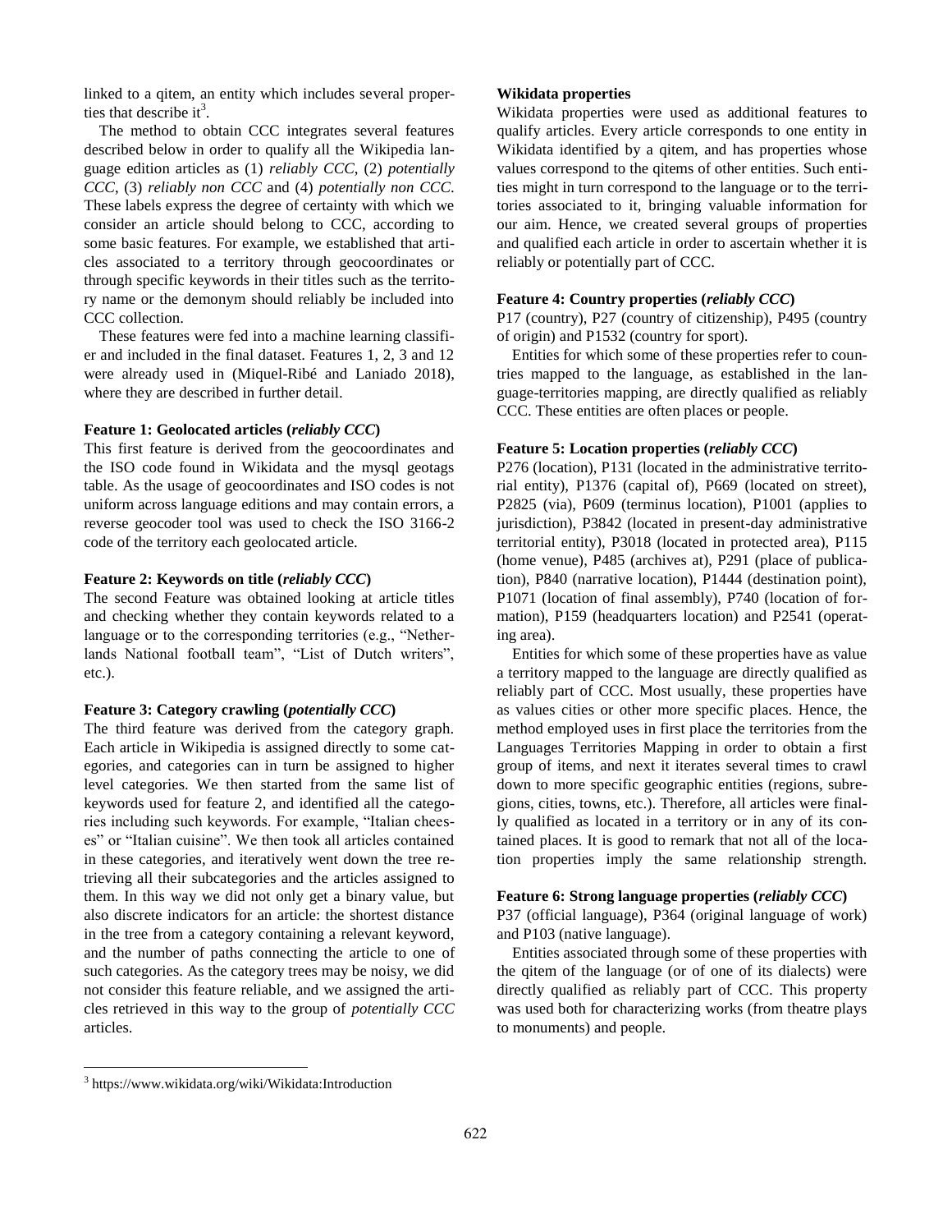linked to a qitem, an entity which includes several properties that describe it[3].

The method to obtain CCC integrates several features described below in order to qualify all the Wikipedia language edition articles as (1) *reliably CCC*, (2) *potentially CCC*, (3) *reliably non CCC* and (4) *potentially non CCC*. These labels express the degree of certainty with which we consider an article should belong to CCC, according to some basic features. For example, we established that articles associated to a territory through geocoordinates or through specific keywords in their titles such as the territory name or the demonym should reliably be included into CCC collection.

These features were fed into a machine learning classifier and included in the final dataset. Features 1, 2, 3 and 12 were already used in (Miquel-Ribé and Laniado 2018), where they are described in further detail.

**Feature 1: Geolocated articles (*reliably CCC*)**

This first feature is derived from the geocoordinates and the ISO code found in Wikidata and the mysql geotags table. As the usage of geocoordinates and ISO codes is not uniform across language editions and may contain errors, a reverse geocoder tool was used to check the ISO 3166-2 code of the territory each geolocated article.

**Feature 2: Keywords on title (*reliably CCC*)**

The second Feature was obtained looking at article titles and checking whether they contain keywords related to a language or to the corresponding territories (e.g., "Netherlands National football team", "List of Dutch writers", etc.).

**Feature 3: Category crawling (*potentially CCC*)**

The third feature was derived from the category graph. Each article in Wikipedia is assigned directly to some categories, and categories can in turn be assigned to higher level categories. We then started from the same list of keywords used for feature 2, and identified all the categories including such keywords. For example, "Italian cheeses" or "Italian cuisine". We then took all articles contained in these categories, and iteratively went down the tree retrieving all their subcategories and the articles assigned to them. In this way we did not only get a binary value, but also discrete indicators for an article: the shortest distance in the tree from a category containing a relevant keyword, and the number of paths connecting the article to one of such categories. As the category trees may be noisy, we did not consider this feature reliable, and we assigned the articles retrieved in this way to the group of *potentially CCC* articles.

**Wikidata properties**

Wikidata properties were used as additional features to qualify articles. Every article corresponds to one entity in Wikidata identified by a qitem, and has properties whose values correspond to the qitems of other entities. Such entities might in turn correspond to the language or to the territories associated to it, bringing valuable information for our aim. Hence, we created several groups of properties and qualified each article in order to ascertain whether it is reliably or potentially part of CCC.

**Feature 4: Country properties (*reliably CCC*)**

P17 (country), P27 (country of citizenship), P495 (country of origin) and P1532 (country for sport).

Entities for which some of these properties refer to countries mapped to the language, as established in the language-territories mapping, are directly qualified as reliably CCC. These entities are often places or people.

**Feature 5: Location properties (*reliably CCC*)**

P276 (location), P131 (located in the administrative territorial entity), P1376 (capital of), P669 (located on street), P2825 (via), P609 (terminus location), P1001 (applies to jurisdiction), P3842 (located in present-day administrative territorial entity), P3018 (located in protected area), P115 (home venue), P485 (archives at), P291 (place of publication), P840 (narrative location), P1444 (destination point), P1071 (location of final assembly), P740 (location of formation), P159 (headquarters location) and P2541 (operating area).

Entities for which some of these properties have as value a territory mapped to the language are directly qualified as reliably part of CCC. Most usually, these properties have as values cities or other more specific places. Hence, the method employed uses in first place the territories from the Languages Territories Mapping in order to obtain a first group of items, and next it iterates several times to crawl down to more specific geographic entities (regions, subregions, cities, towns, etc.). Therefore, all articles were finally qualified as located in a territory or in any of its contained places. It is good to remark that not all of the location properties imply the same relationship strength.

**Feature 6: Strong language properties (*reliably CCC*)**

P37 (official language), P364 (original language of work) and P103 (native language).

Entities associated through some of these properties with the qitem of the language (or of one of its dialects) were directly qualified as reliably part of CCC. This property was used both for characterizing works (from theatre plays to monuments) and people.

[3] https://www.wikidata.org/wiki/Wikidata:Introduction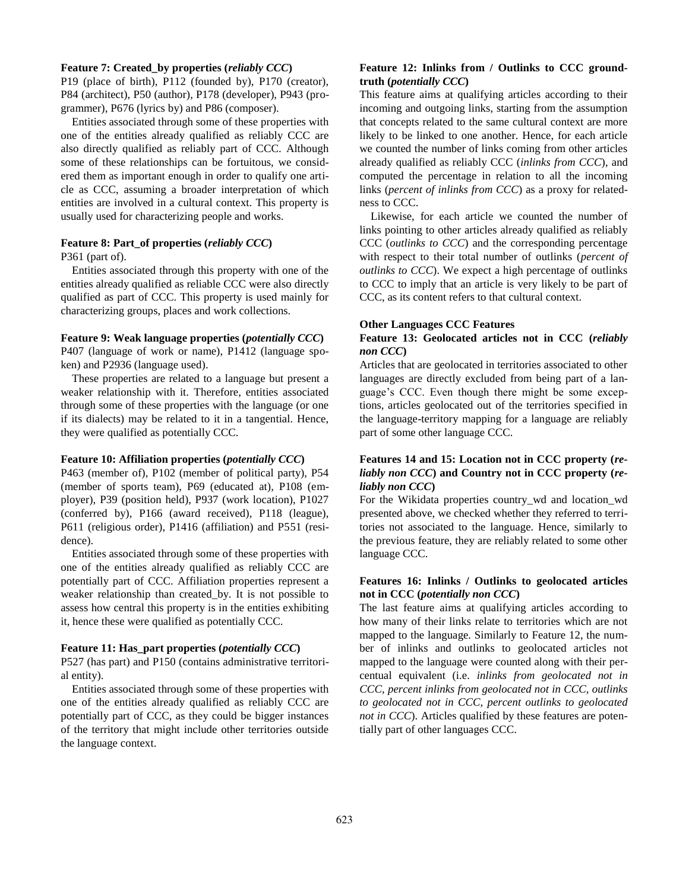**Feature 7: Created_by properties (*reliably CCC*)**

P19 (place of birth), P112 (founded by), P170 (creator), P84 (architect), P50 (author), P178 (developer), P943 (programmer), P676 (lyrics by) and P86 (composer).

Entities associated through some of these properties with one of the entities already qualified as reliably CCC are also directly qualified as reliably part of CCC. Although some of these relationships can be fortuitous, we considered them as important enough in order to qualify one article as CCC, assuming a broader interpretation of which entities are involved in a cultural context. This property is usually used for characterizing people and works.

**Feature 8: Part_of properties (*reliably CCC*)**

P361 (part of).

Entities associated through this property with one of the entities already qualified as reliable CCC were also directly qualified as part of CCC. This property is used mainly for characterizing groups, places and work collections.

**Feature 9: Weak language properties (*potentially CCC*)**

P407 (language of work or name), P1412 (language spoken) and P2936 (language used).

These properties are related to a language but present a weaker relationship with it. Therefore, entities associated through some of these properties with the language (or one if its dialects) may be related to it in a tangential. Hence, they were qualified as potentially CCC.

**Feature 10: Affiliation properties (*potentially CCC*)**

P463 (member of), P102 (member of political party), P54 (member of sports team), P69 (educated at), P108 (employer), P39 (position held), P937 (work location), P1027 (conferred by), P166 (award received), P118 (league), P611 (religious order), P1416 (affiliation) and P551 (residence).

Entities associated through some of these properties with one of the entities already qualified as reliably CCC are potentially part of CCC. Affiliation properties represent a weaker relationship than created_by. It is not possible to assess how central this property is in the entities exhibiting it, hence these were qualified as potentially CCC.

**Feature 11: Has_part properties (*potentially CCC*)**

P527 (has part) and P150 (contains administrative territorial entity).

Entities associated through some of these properties with one of the entities already qualified as reliably CCC are potentially part of CCC, as they could be bigger instances of the territory that might include other territories outside the language context.

**Feature 12: Inlinks from / Outlinks to CCC ground-truth (*potentially CCC*)**

This feature aims at qualifying articles according to their incoming and outgoing links, starting from the assumption that concepts related to the same cultural context are more likely to be linked to one another. Hence, for each article we counted the number of links coming from other articles already qualified as reliably CCC (*inlinks from CCC*), and computed the percentage in relation to all the incoming links (*percent of inlinks from CCC*) as a proxy for relatedness to CCC.

Likewise, for each article we counted the number of links pointing to other articles already qualified as reliably CCC (*outlinks to CCC*) and the corresponding percentage with respect to their total number of outlinks (*percent of outlinks to CCC*). We expect a high percentage of outlinks to CCC to imply that an article is very likely to be part of CCC, as its content refers to that cultural context.

**Other Languages CCC Features**

**Feature 13: Geolocated articles not in CCC (*reliably non CCC*)**

Articles that are geolocated in territories associated to other languages are directly excluded from being part of a language's CCC. Even though there might be some exceptions, articles geolocated out of the territories specified in the language-territory mapping for a language are reliably part of some other language CCC.

**Features 14 and 15: Location not in CCC property (*reliably non CCC*) and Country not in CCC property (*reliably non CCC*)**

For the Wikidata properties country_wd and location_wd presented above, we checked whether they referred to territories not associated to the language. Hence, similarly to the previous feature, they are reliably related to some other language CCC.

**Features 16: Inlinks / Outlinks to geolocated articles not in CCC (*potentially non CCC*)**

The last feature aims at qualifying articles according to how many of their links relate to territories which are not mapped to the language. Similarly to Feature 12, the number of inlinks and outlinks to geolocated articles not mapped to the language were counted along with their percentual equivalent (i.e. *inlinks from geolocated not in CCC, percent inlinks from geolocated not in CCC, outlinks to geolocated not in CCC, percent outlinks to geolocated not in CCC*). Articles qualified by these features are potentially part of other languages CCC.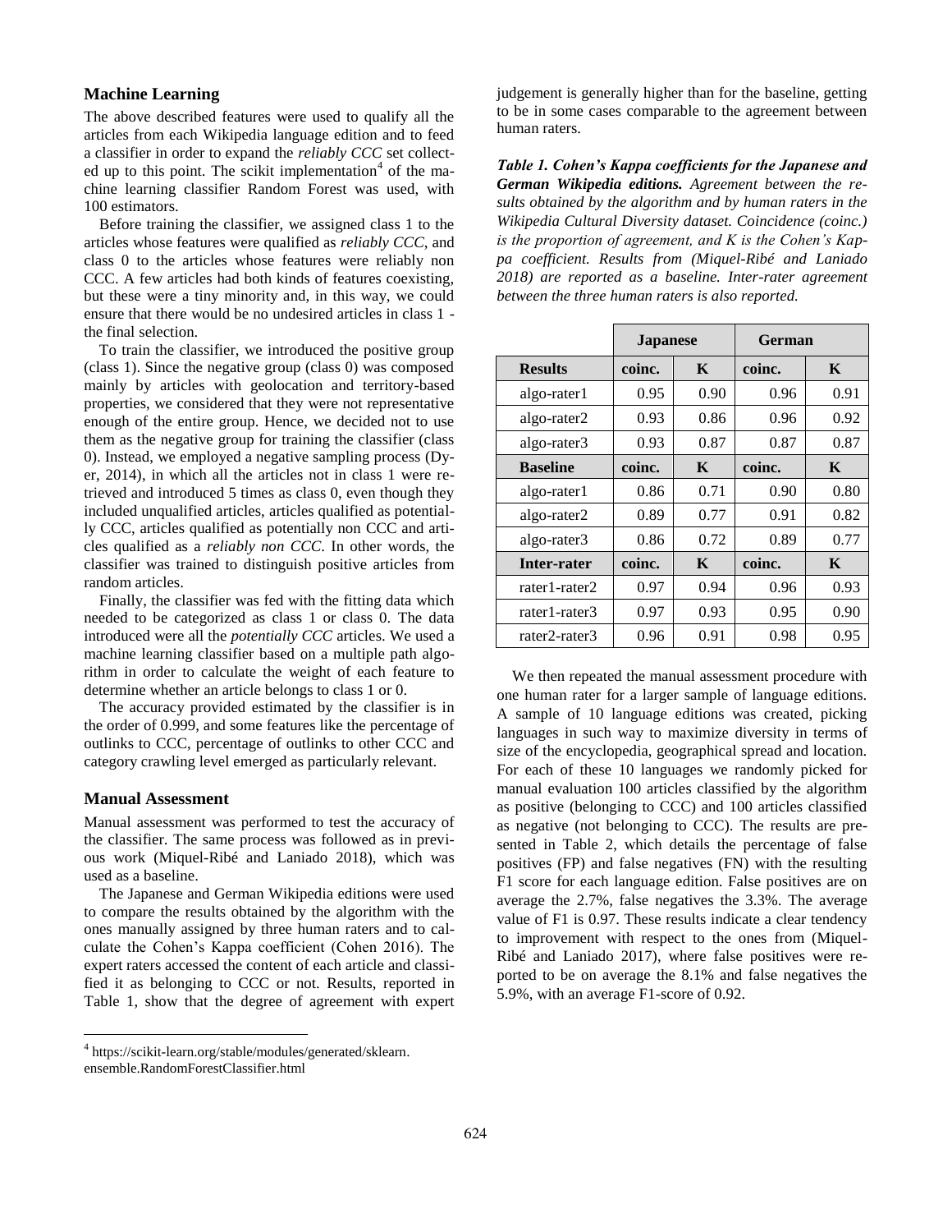### Machine Learning

The above described features were used to qualify all the articles from each Wikipedia language edition and to feed a classifier in order to expand the *reliably CCC* set collected up to this point. The scikit implementation[4] of the machine learning classifier Random Forest was used, with 100 estimators.

Before training the classifier, we assigned class 1 to the articles whose features were qualified as *reliably CCC*, and class 0 to the articles whose features were reliably non CCC. A few articles had both kinds of features coexisting, but these were a tiny minority and, in this way, we could ensure that there would be no undesired articles in class 1 - the final selection.

To train the classifier, we introduced the positive group (class 1). Since the negative group (class 0) was composed mainly by articles with geolocation and territory-based properties, we considered that they were not representative enough of the entire group. Hence, we decided not to use them as the negative group for training the classifier (class 0). Instead, we employed a negative sampling process (Dyer, 2014), in which all the articles not in class 1 were retrieved and introduced 5 times as class 0, even though they included unqualified articles, articles qualified as potentially CCC, articles qualified as potentially non CCC and articles qualified as a *reliably non CCC*. In other words, the classifier was trained to distinguish positive articles from random articles.

Finally, the classifier was fed with the fitting data which needed to be categorized as class 1 or class 0. The data introduced were all the *potentially CCC* articles. We used a machine learning classifier based on a multiple path algorithm in order to calculate the weight of each feature to determine whether an article belongs to class 1 or 0.

The accuracy provided estimated by the classifier is in the order of 0.999, and some features like the percentage of outlinks to CCC, percentage of outlinks to other CCC and category crawling level emerged as particularly relevant.

### Manual Assessment

Manual assessment was performed to test the accuracy of the classifier. The same process was followed as in previous work (Miquel-Ribé and Laniado 2018), which was used as a baseline.

The Japanese and German Wikipedia editions were used to compare the results obtained by the algorithm with the ones manually assigned by three human raters and to calculate the Cohen's Kappa coefficient (Cohen 2016). The expert raters accessed the content of each article and classified it as belonging to CCC or not. Results, reported in Table 1, show that the degree of agreement with expert judgement is generally higher than for the baseline, getting to be in some cases comparable to the agreement between human raters.

***Table 1. Cohen's Kappa coefficients for the Japanese and German Wikipedia editions.*** *Agreement between the results obtained by the algorithm and by human raters in the Wikipedia Cultural Diversity dataset. Coincidence (coinc.) is the proportion of agreement, and K is the Cohen's Kappa coefficient. Results from (Miquel-Ribé and Laniado 2018) are reported as a baseline. Inter-rater agreement between the three human raters is also reported.*

| | **Japanese** | | **German** | |
|---|---|---|---|---|
| **Results** | **coinc.** | **K** | **coinc.** | **K** |
| algo-rater1 | 0.95 | 0.90 | 0.96 | 0.91 |
| algo-rater2 | 0.93 | 0.86 | 0.96 | 0.92 |
| algo-rater3 | 0.93 | 0.87 | 0.87 | 0.87 |
| **Baseline** | **coinc.** | **K** | **coinc.** | **K** |
| algo-rater1 | 0.86 | 0.71 | 0.90 | 0.80 |
| algo-rater2 | 0.89 | 0.77 | 0.91 | 0.82 |
| algo-rater3 | 0.86 | 0.72 | 0.89 | 0.77 |
| **Inter-rater** | **coinc.** | **K** | **coinc.** | **K** |
| rater1-rater2 | 0.97 | 0.94 | 0.96 | 0.93 |
| rater1-rater3 | 0.97 | 0.93 | 0.95 | 0.90 |
| rater2-rater3 | 0.96 | 0.91 | 0.98 | 0.95 |

We then repeated the manual assessment procedure with one human rater for a larger sample of language editions. A sample of 10 language editions was created, picking languages in such way to maximize diversity in terms of size of the encyclopedia, geographical spread and location. For each of these 10 languages we randomly picked for manual evaluation 100 articles classified by the algorithm as positive (belonging to CCC) and 100 articles classified as negative (not belonging to CCC). The results are presented in Table 2, which details the percentage of false positives (FP) and false negatives (FN) with the resulting F1 score for each language edition. False positives are on average the 2.7%, false negatives the 3.3%. The average value of F1 is 0.97. These results indicate a clear tendency to improvement with respect to the ones from (Miquel-Ribé and Laniado 2017), where false positives were reported to be on average the 8.1% and false negatives the 5.9%, with an average F1-score of 0.92.

[4] https://scikit-learn.org/stable/modules/generated/sklearn.ensemble.RandomForestClassifier.html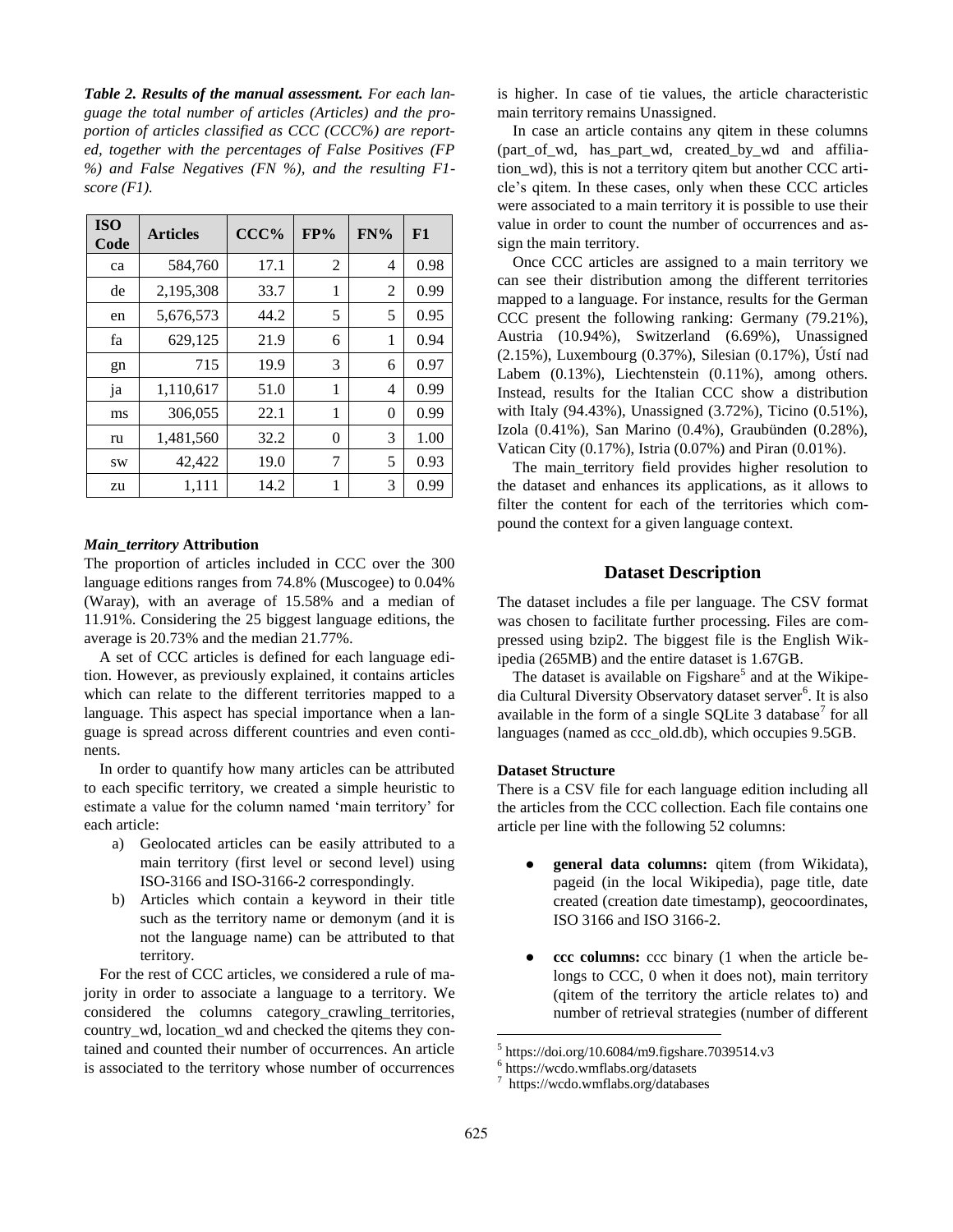***Table 2. Results of the manual assessment.*** *For each language the total number of articles (Articles) and the proportion of articles classified as CCC (CCC%) are reported, together with the percentages of False Positives (FP %) and False Negatives (FN %), and the resulting F1-score (F1).*

| ISO Code | Articles | CCC% | FP% | FN% | F1 |
|---|---|---|---|---|---|
| ca | 584,760 | 17.1 | 2 | 4 | 0.98 |
| de | 2,195,308 | 33.7 | 1 | 2 | 0.99 |
| en | 5,676,573 | 44.2 | 5 | 5 | 0.95 |
| fa | 629,125 | 21.9 | 6 | 1 | 0.94 |
| gn | 715 | 19.9 | 3 | 6 | 0.97 |
| ja | 1,110,617 | 51.0 | 1 | 4 | 0.99 |
| ms | 306,055 | 22.1 | 1 | 0 | 0.99 |
| ru | 1,481,560 | 32.2 | 0 | 3 | 1.00 |
| sw | 42,422 | 19.0 | 7 | 5 | 0.93 |
| zu | 1,111 | 14.2 | 1 | 3 | 0.99 |

#### *Main_territory* Attribution

The proportion of articles included in CCC over the 300 language editions ranges from 74.8% (Muscogee) to 0.04% (Waray), with an average of 15.58% and a median of 11.91%. Considering the 25 biggest language editions, the average is 20.73% and the median 21.77%.

A set of CCC articles is defined for each language edition. However, as previously explained, it contains articles which can relate to the different territories mapped to a language. This aspect has special importance when a language is spread across different countries and even continents.

In order to quantify how many articles can be attributed to each specific territory, we created a simple heuristic to estimate a value for the column named 'main territory' for each article:

a) Geolocated articles can be easily attributed to a main territory (first level or second level) using ISO-3166 and ISO-3166-2 correspondingly.
b) Articles which contain a keyword in their title such as the territory name or demonym (and it is not the language name) can be attributed to that territory.

For the rest of CCC articles, we considered a rule of majority in order to associate a language to a territory. We considered the columns category_crawling_territories, country_wd, location_wd and checked the qitems they contained and counted their number of occurrences. An article is associated to the territory whose number of occurrences is higher. In case of tie values, the article characteristic main territory remains Unassigned.

In case an article contains any qitem in these columns (part_of_wd, has_part_wd, created_by_wd and affiliation_wd), this is not a territory qitem but another CCC article's qitem. In these cases, only when these CCC articles were associated to a main territory it is possible to use their value in order to count the number of occurrences and assign the main territory.

Once CCC articles are assigned to a main territory we can see their distribution among the different territories mapped to a language. For instance, results for the German CCC present the following ranking: Germany (79.21%), Austria (10.94%), Switzerland (6.69%), Unassigned (2.15%), Luxembourg (0.37%), Silesian (0.17%), Ústí nad Labem (0.13%), Liechtenstein (0.11%), among others. Instead, results for the Italian CCC show a distribution with Italy (94.43%), Unassigned (3.72%), Ticino (0.51%), Izola (0.41%), San Marino (0.4%), Graubünden (0.28%), Vatican City (0.17%), Istria (0.07%) and Piran (0.01%).

The main_territory field provides higher resolution to the dataset and enhances its applications, as it allows to filter the content for each of the territories which compound the context for a given language context.

## Dataset Description

The dataset includes a file per language. The CSV format was chosen to facilitate further processing. Files are compressed using bzip2. The biggest file is the English Wikipedia (265MB) and the entire dataset is 1.67GB.

The dataset is available on Figshare[5] and at the Wikipedia Cultural Diversity Observatory dataset server[6]. It is also available in the form of a single SQLite 3 database[7] for all languages (named as ccc_old.db), which occupies 9.5GB.

#### Dataset Structure

There is a CSV file for each language edition including all the articles from the CCC collection. Each file contains one article per line with the following 52 columns:

- **general data columns:** qitem (from Wikidata), pageid (in the local Wikipedia), page title, date created (creation date timestamp), geocoordinates, ISO 3166 and ISO 3166-2.
- **ccc columns:** ccc binary (1 when the article belongs to CCC, 0 when it does not), main territory (qitem of the territory the article relates to) and number of retrieval strategies (number of different

[5] https://doi.org/10.6084/m9.figshare.7039514.v3
[6] https://wcdo.wmflabs.org/datasets
[7] https://wcdo.wmflabs.org/databases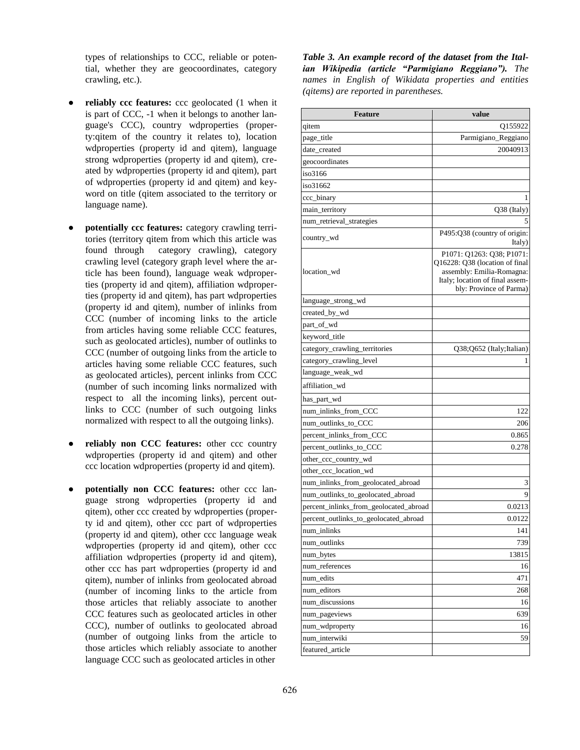types of relationships to CCC, reliable or potential, whether they are geocoordinates, category crawling, etc.).

- **reliably ccc features:** ccc geolocated (1 when it is part of CCC, -1 when it belongs to another language's CCC), country wdproperties (property:qitem of the country it relates to), location wdproperties (property id and qitem), language strong wdproperties (property id and qitem), created by wdproperties (property id and qitem), part of wdproperties (property id and qitem) and keyword on title (qitem associated to the territory or language name).

- **potentially ccc features:** category crawling territories (territory qitem from which this article was found through category crawling), category crawling level (category graph level where the article has been found), language weak wdproperties (property id and qitem), affiliation wdproperties (property id and qitem), has part wdproperties (property id and qitem), number of inlinks from CCC (number of incoming links to the article from articles having some reliable CCC features, such as geolocated articles), number of outlinks to CCC (number of outgoing links from the article to articles having some reliable CCC features, such as geolocated articles), percent inlinks from CCC (number of such incoming links normalized with respect to all the incoming links), percent outlinks to CCC (number of such outgoing links normalized with respect to all the outgoing links).

- **reliably non CCC features:** other ccc country wdproperties (property id and qitem) and other ccc location wdproperties (property id and qitem).

- **potentially non CCC features:** other ccc language strong wdproperties (property id and qitem), other ccc created by wdproperties (property id and qitem), other ccc part of wdproperties (property id and qitem), other ccc language weak wdproperties (property id and qitem), other ccc affiliation wdproperties (property id and qitem), other ccc has part wdproperties (property id and qitem), number of inlinks from geolocated abroad (number of incoming links to the article from those articles that reliably associate to another CCC features such as geolocated articles in other CCC), number of outlinks to geolocated abroad (number of outgoing links from the article to those articles which reliably associate to another language CCC such as geolocated articles in other

***Table 3. An example record of the dataset from the Italian Wikipedia (article "Parmigiano Reggiano").*** *The names in English of Wikidata properties and entities (qitems) are reported in parentheses.*

| Feature | value |
|---|---|
| qitem | Q155922 |
| page_title | Parmigiano_Reggiano |
| date_created | 20040913 |
| geocoordinates | |
| iso3166 | |
| iso31662 | |
| ccc_binary | 1 |
| main_territory | Q38 (Italy) |
| num_retrieval_strategies | 5 |
| country_wd | P495:Q38 (country of origin: Italy) |
| location_wd | P1071: Q1263: Q38; P1071: Q16228: Q38 (location of final assembly: Emilia-Romagna: Italy; location of final assembly: Province of Parma) |
| language_strong_wd | |
| created_by_wd | |
| part_of_wd | |
| keyword_title | |
| category_crawling_territories | Q38;Q652 (Italy;Italian) |
| category_crawling_level | 1 |
| language_weak_wd | |
| affiliation_wd | |
| has_part_wd | |
| num_inlinks_from_CCC | 122 |
| num_outlinks_to_CCC | 206 |
| percent_inlinks_from_CCC | 0.865 |
| percent_outlinks_to_CCC | 0.278 |
| other_ccc_country_wd | |
| other_ccc_location_wd | |
| num_inlinks_from_geolocated_abroad | 3 |
| num_outlinks_to_geolocated_abroad | 9 |
| percent_inlinks_from_geolocated_abroad | 0.0213 |
| percent_outlinks_to_geolocated_abroad | 0.0122 |
| num_inlinks | 141 |
| num_outlinks | 739 |
| num_bytes | 13815 |
| num_references | 16 |
| num_edits | 471 |
| num_editors | 268 |
| num_discussions | 16 |
| num_pageviews | 639 |
| num_wdproperty | 16 |
| num_interwiki | 59 |
| featured_article | |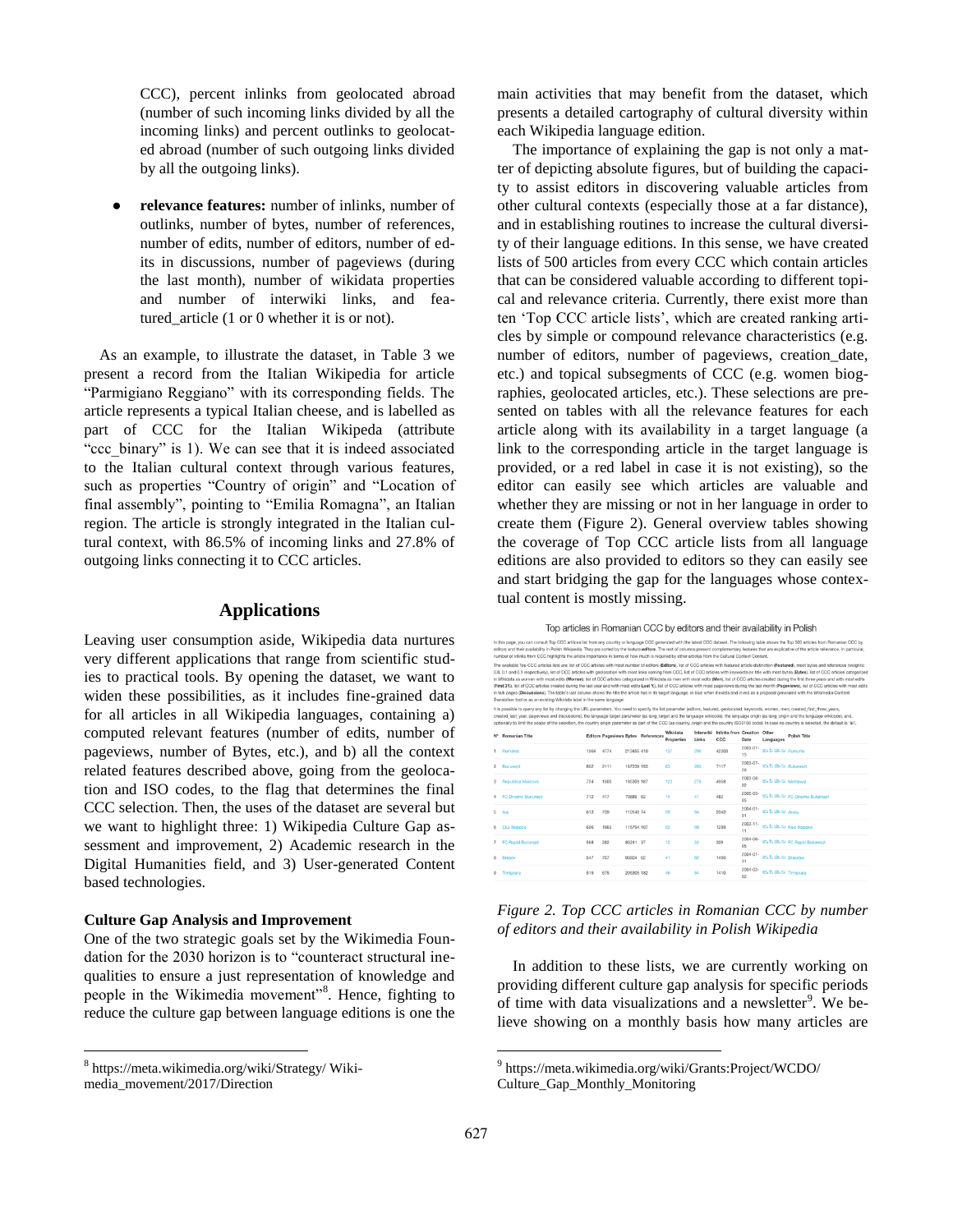CCC), percent inlinks from geolocated abroad (number of such incoming links divided by all the incoming links) and percent outlinks to geolocated abroad (number of such outgoing links divided by all the outgoing links).

- **relevance features:** number of inlinks, number of outlinks, number of bytes, number of references, number of edits, number of editors, number of edits in discussions, number of pageviews (during the last month), number of wikidata properties and number of interwiki links, and featured_article (1 or 0 whether it is or not).

As an example, to illustrate the dataset, in Table 3 we present a record from the Italian Wikipedia for article "Parmigiano Reggiano" with its corresponding fields. The article represents a typical Italian cheese, and is labelled as part of CCC for the Italian Wikipeda (attribute "ccc_binary" is 1). We can see that it is indeed associated to the Italian cultural context through various features, such as properties "Country of origin" and "Location of final assembly", pointing to "Emilia Romagna", an Italian region. The article is strongly integrated in the Italian cultural context, with 86.5% of incoming links and 27.8% of outgoing links connecting it to CCC articles.

## Applications

Leaving user consumption aside, Wikipedia data nurtures very different applications that range from scientific studies to practical tools. By opening the dataset, we want to widen these possibilities, as it includes fine-grained data for all articles in all Wikipedia languages, containing a) computed relevant features (number of edits, number of pageviews, number of Bytes, etc.), and b) all the context related features described above, going from the geolocation and ISO codes, to the flag that determines the final CCC selection. Then, the uses of the dataset are several but we want to highlight three: 1) Wikipedia Culture Gap assessment and improvement, 2) Academic research in the Digital Humanities field, and 3) User-generated Content based technologies.

### Culture Gap Analysis and Improvement

One of the two strategic goals set by the Wikimedia Foundation for the 2030 horizon is to "counteract structural inequalities to ensure a just representation of knowledge and people in the Wikimedia movement"[8]. Hence, fighting to reduce the culture gap between language editions is one the main activities that may benefit from the dataset, which presents a detailed cartography of cultural diversity within each Wikipedia language edition.

The importance of explaining the gap is not only a matter of depicting absolute figures, but of building the capacity to assist editors in discovering valuable articles from other cultural contexts (especially those at a far distance), and in establishing routines to increase the cultural diversity of their language editions. In this sense, we have created lists of 500 articles from every CCC which contain articles that can be considered valuable according to different topical and relevance criteria. Currently, there exist more than ten 'Top CCC article lists', which are created ranking articles by simple or compound relevance characteristics (e.g. number of editors, number of pageviews, creation_date, etc.) and topical subsegments of CCC (e.g. women biographies, geolocated articles, etc.). These selections are presented on tables with all the relevance features for each article along with its availability in a target language (a link to the corresponding article in the target language is provided, or a red label in case it is not existing), so the editor can easily see which articles are valuable and whether they are missing or not in her language in order to create them (Figure 2). General overview tables showing the coverage of Top CCC article lists from all language editions are also provided to editors so they can easily see and start bridging the gap for the languages whose contextual content is mostly missing.

*Figure 2. Top CCC articles in Romanian CCC by number of editors and their availability in Polish Wikipedia*

In addition to these lists, we are currently working on providing different culture gap analysis for specific periods of time with data visualizations and a newsletter[9]. We believe showing on a monthly basis how many articles are

---

[8] https://meta.wikimedia.org/wiki/Strategy/ Wikimedia_movement/2017/Direction

[9] https://meta.wikimedia.org/wiki/Grants:Project/WCDO/ Culture_Gap_Monthly_Monitoring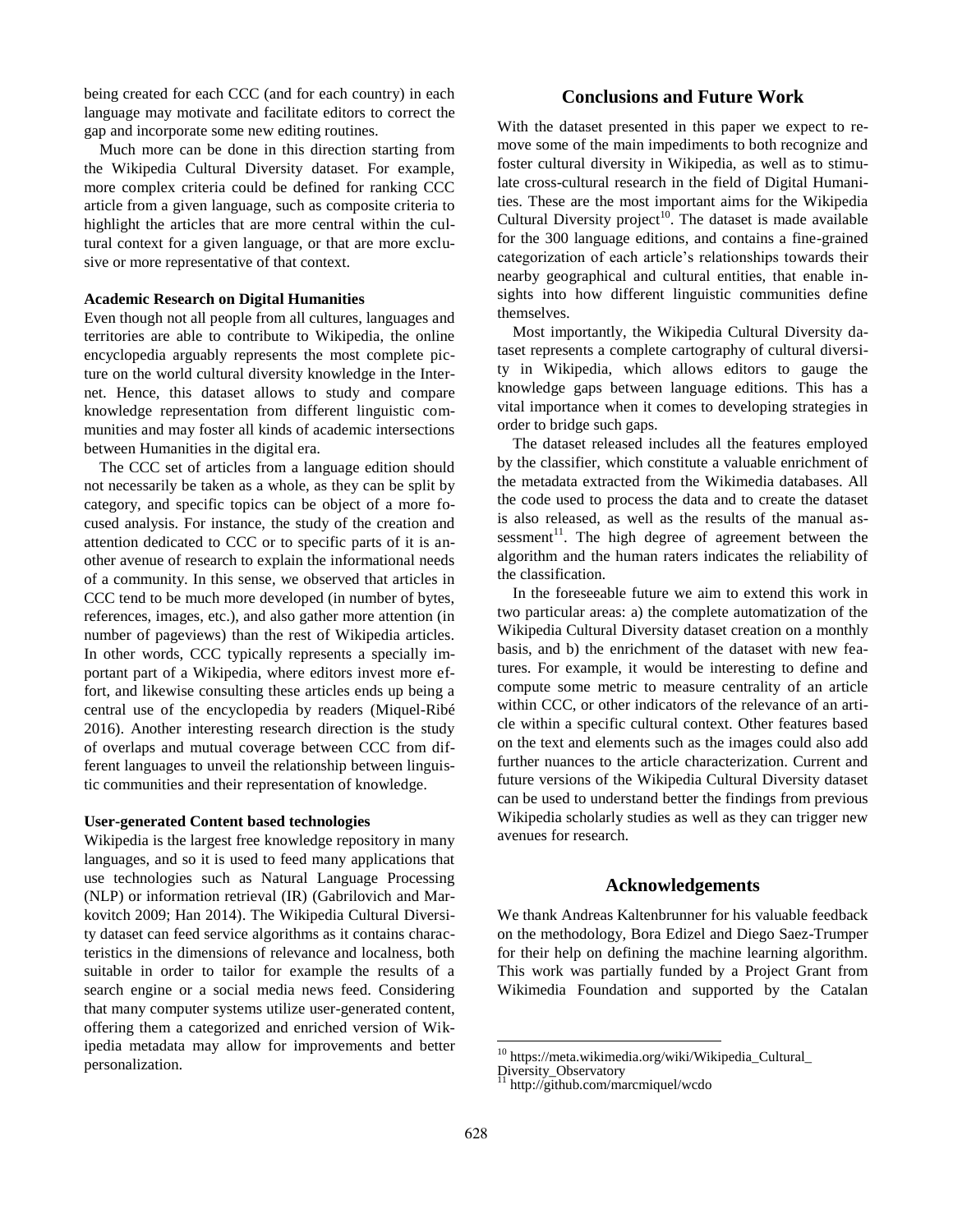being created for each CCC (and for each country) in each language may motivate and facilitate editors to correct the gap and incorporate some new editing routines.

Much more can be done in this direction starting from the Wikipedia Cultural Diversity dataset. For example, more complex criteria could be defined for ranking CCC article from a given language, such as composite criteria to highlight the articles that are more central within the cultural context for a given language, or that are more exclusive or more representative of that context.

**Academic Research on Digital Humanities**

Even though not all people from all cultures, languages and territories are able to contribute to Wikipedia, the online encyclopedia arguably represents the most complete picture on the world cultural diversity knowledge in the Internet. Hence, this dataset allows to study and compare knowledge representation from different linguistic communities and may foster all kinds of academic intersections between Humanities in the digital era.

The CCC set of articles from a language edition should not necessarily be taken as a whole, as they can be split by category, and specific topics can be object of a more focused analysis. For instance, the study of the creation and attention dedicated to CCC or to specific parts of it is another avenue of research to explain the informational needs of a community. In this sense, we observed that articles in CCC tend to be much more developed (in number of bytes, references, images, etc.), and also gather more attention (in number of pageviews) than the rest of Wikipedia articles. In other words, CCC typically represents a specially important part of a Wikipedia, where editors invest more effort, and likewise consulting these articles ends up being a central use of the encyclopedia by readers (Miquel-Ribé 2016). Another interesting research direction is the study of overlaps and mutual coverage between CCC from different languages to unveil the relationship between linguistic communities and their representation of knowledge.

**User-generated Content based technologies**

Wikipedia is the largest free knowledge repository in many languages, and so it is used to feed many applications that use technologies such as Natural Language Processing (NLP) or information retrieval (IR) (Gabrilovich and Markovitch 2009; Han 2014). The Wikipedia Cultural Diversity dataset can feed service algorithms as it contains characteristics in the dimensions of relevance and localness, both suitable in order to tailor for example the results of a search engine or a social media news feed. Considering that many computer systems utilize user-generated content, offering them a categorized and enriched version of Wikipedia metadata may allow for improvements and better personalization.

## Conclusions and Future Work

With the dataset presented in this paper we expect to remove some of the main impediments to both recognize and foster cultural diversity in Wikipedia, as well as to stimulate cross-cultural research in the field of Digital Humanities. These are the most important aims for the Wikipedia Cultural Diversity project[10]. The dataset is made available for the 300 language editions, and contains a fine-grained categorization of each article's relationships towards their nearby geographical and cultural entities, that enable insights into how different linguistic communities define themselves.

Most importantly, the Wikipedia Cultural Diversity dataset represents a complete cartography of cultural diversity in Wikipedia, which allows editors to gauge the knowledge gaps between language editions. This has a vital importance when it comes to developing strategies in order to bridge such gaps.

The dataset released includes all the features employed by the classifier, which constitute a valuable enrichment of the metadata extracted from the Wikimedia databases. All the code used to process the data and to create the dataset is also released, as well as the results of the manual assessment[11]. The high degree of agreement between the algorithm and the human raters indicates the reliability of the classification.

In the foreseeable future we aim to extend this work in two particular areas: a) the complete automatization of the Wikipedia Cultural Diversity dataset creation on a monthly basis, and b) the enrichment of the dataset with new features. For example, it would be interesting to define and compute some metric to measure centrality of an article within CCC, or other indicators of the relevance of an article within a specific cultural context. Other features based on the text and elements such as the images could also add further nuances to the article characterization. Current and future versions of the Wikipedia Cultural Diversity dataset can be used to understand better the findings from previous Wikipedia scholarly studies as well as they can trigger new avenues for research.

## Acknowledgements

We thank Andreas Kaltenbrunner for his valuable feedback on the methodology, Bora Edizel and Diego Saez-Trumper for their help on defining the machine learning algorithm. This work was partially funded by a Project Grant from Wikimedia Foundation and supported by the Catalan

---

[10] https://meta.wikimedia.org/wiki/Wikipedia_Cultural_Diversity_Observatory

[11] http://github.com/marcmiquel/wcdo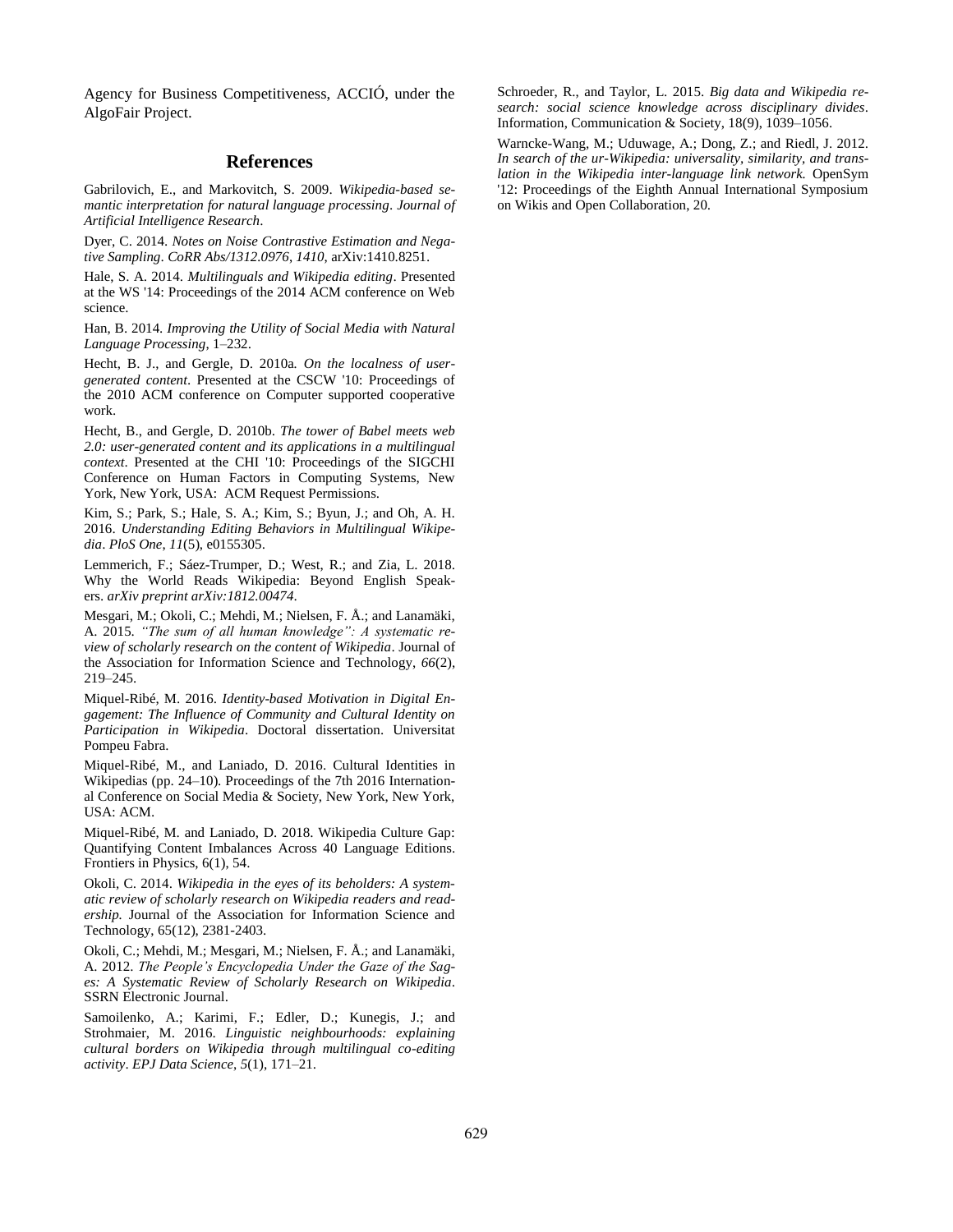Agency for Business Competitiveness, ACCIÓ, under the AlgoFair Project.

## References

Gabrilovich, E., and Markovitch, S. 2009. *Wikipedia-based semantic interpretation for natural language processing*. *Journal of Artificial Intelligence Research*.

Dyer, C. 2014. *Notes on Noise Contrastive Estimation and Negative Sampling*. *CoRR Abs/1312.0976*, *1410*, arXiv:1410.8251.

Hale, S. A. 2014. *Multilinguals and Wikipedia editing*. Presented at the WS '14: Proceedings of the 2014 ACM conference on Web science.

Han, B. 2014. *Improving the Utility of Social Media with Natural Language Processing*, 1–232.

Hecht, B. J., and Gergle, D. 2010a. *On the localness of user-generated content*. Presented at the CSCW '10: Proceedings of the 2010 ACM conference on Computer supported cooperative work.

Hecht, B., and Gergle, D. 2010b. *The tower of Babel meets web 2.0: user-generated content and its applications in a multilingual context*. Presented at the CHI '10: Proceedings of the SIGCHI Conference on Human Factors in Computing Systems, New York, New York, USA: ACM Request Permissions.

Kim, S.; Park, S.; Hale, S. A.; Kim, S.; Byun, J.; and Oh, A. H. 2016. *Understanding Editing Behaviors in Multilingual Wikipedia*. *PloS One*, *11*(5), e0155305.

Lemmerich, F.; Sáez-Trumper, D.; West, R.; and Zia, L. 2018. Why the World Reads Wikipedia: Beyond English Speakers. *arXiv preprint arXiv:1812.00474*.

Mesgari, M.; Okoli, C.; Mehdi, M.; Nielsen, F. Å.; and Lanamäki, A. 2015. *"The sum of all human knowledge": A systematic review of scholarly research on the content of Wikipedia*. Journal of the Association for Information Science and Technology, *66*(2), 219–245.

Miquel-Ribé, M. 2016. *Identity-based Motivation in Digital Engagement: The Influence of Community and Cultural Identity on Participation in Wikipedia*. Doctoral dissertation. Universitat Pompeu Fabra.

Miquel-Ribé, M., and Laniado, D. 2016. Cultural Identities in Wikipedias (pp. 24–10). Proceedings of the 7th 2016 International Conference on Social Media & Society, New York, New York, USA: ACM.

Miquel-Ribé, M. and Laniado, D. 2018. Wikipedia Culture Gap: Quantifying Content Imbalances Across 40 Language Editions. Frontiers in Physics, 6(1), 54.

Okoli, C. 2014. *Wikipedia in the eyes of its beholders: A systematic review of scholarly research on Wikipedia readers and readership.* Journal of the Association for Information Science and Technology, 65(12), 2381-2403.

Okoli, C.; Mehdi, M.; Mesgari, M.; Nielsen, F. Å.; and Lanamäki, A. 2012. *The People's Encyclopedia Under the Gaze of the Sages: A Systematic Review of Scholarly Research on Wikipedia*. SSRN Electronic Journal.

Samoilenko, A.; Karimi, F.; Edler, D.; Kunegis, J.; and Strohmaier, M. 2016. *Linguistic neighbourhoods: explaining cultural borders on Wikipedia through multilingual co-editing activity*. *EPJ Data Science*, *5*(1), 171–21.

Schroeder, R., and Taylor, L. 2015. *Big data and Wikipedia research: social science knowledge across disciplinary divides*. Information, Communication & Society, 18(9), 1039–1056.

Warncke-Wang, M.; Uduwage, A.; Dong, Z.; and Riedl, J. 2012. *In search of the ur-Wikipedia: universality, similarity, and translation in the Wikipedia inter-language link network.* OpenSym '12: Proceedings of the Eighth Annual International Symposium on Wikis and Open Collaboration, 20.